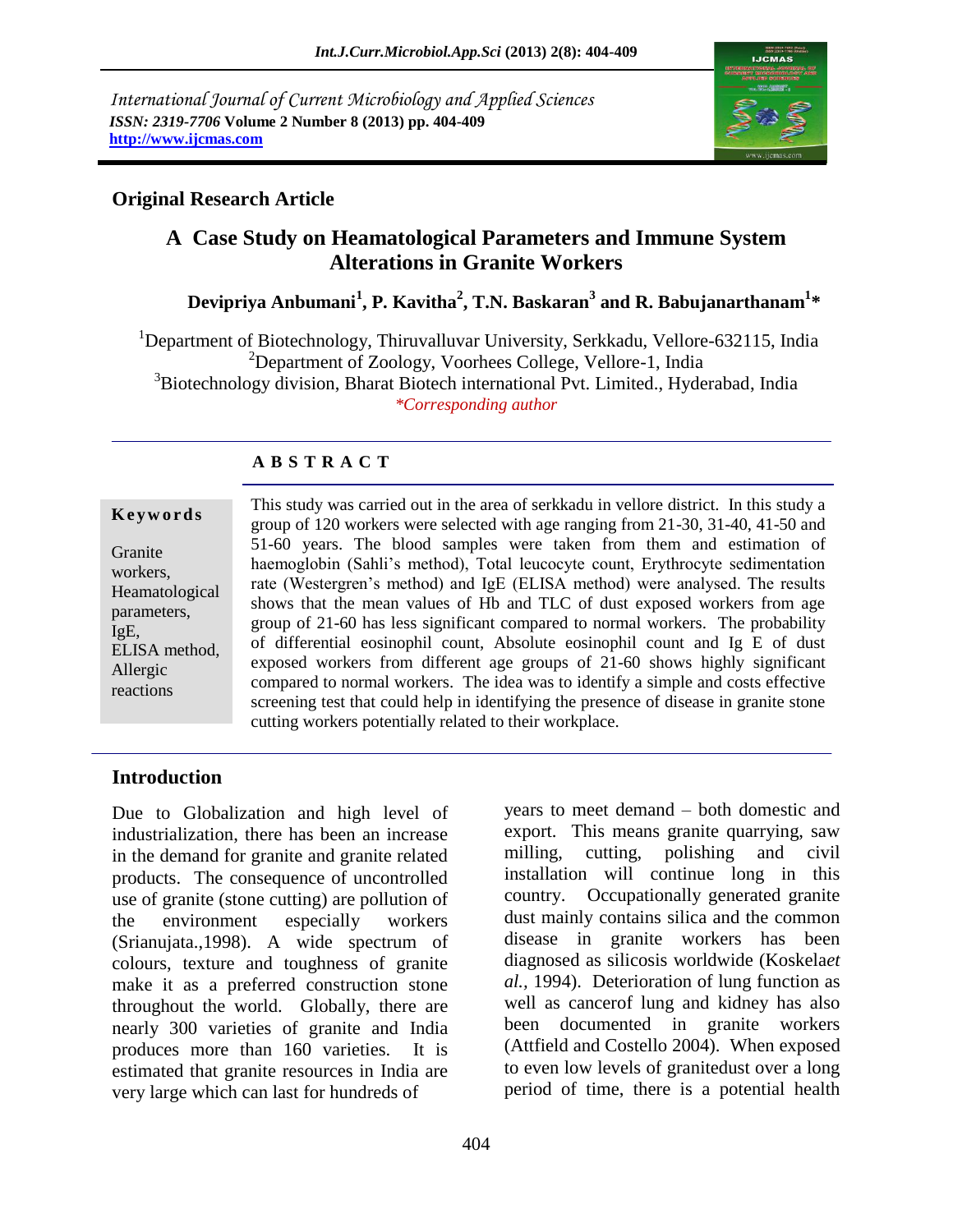International Journal of Current Microbiology and Applied Sciences
*ISSN: 2319-7706* **Volume 2 Number 8 (2013) pp. 404-409**
**http://www.ijcmas.com**

**Original Research Article**

# A Case Study on Heamatological Parameters and Immune System Alterations in Granite Workers

**Devipriya Anbumani[1], P. Kavitha[2], T.N. Baskaran[3] and R. Babujanarthanam[1]***

[1]Department of Biotechnology, Thiruvalluvar University, Serkkadu, Vellore-632115, India
[2]Department of Zoology, Voorhees College, Vellore-1, India
[3]Biotechnology division, Bharat Biotech international Pvt. Limited., Hyderabad, India
*\*Corresponding author*

## A B S T R A C T

**Keywords**

Granite workers, Heamatological parameters, IgE, ELISA method, Allergic reactions

This study was carried out in the area of serkkadu in vellore district. In this study a group of 120 workers were selected with age ranging from 21-30, 31-40, 41-50 and 51-60 years. The blood samples were taken from them and estimation of haemoglobin (Sahli's method), Total leucocyte count, Erythrocyte sedimentation rate (Westergren's method) and IgE (ELISA method) were analysed. The results shows that the mean values of Hb and TLC of dust exposed workers from age group of 21-60 has less significant compared to normal workers. The probability of differential eosinophil count, Absolute eosinophil count and Ig E of dust exposed workers from different age groups of 21-60 shows highly significant compared to normal workers. The idea was to identify a simple and costs effective screening test that could help in identifying the presence of disease in granite stone cutting workers potentially related to their workplace.

## Introduction

Due to Globalization and high level of industrialization, there has been an increase in the demand for granite and granite related products. The consequence of uncontrolled use of granite (stone cutting) are pollution of the environment especially workers (Srianujata.,1998). A wide spectrum of colours, texture and toughness of granite make it as a preferred construction stone throughout the world. Globally, there are nearly 300 varieties of granite and India produces more than 160 varieties. It is estimated that granite resources in India are very large which can last for hundreds of years to meet demand – both domestic and export. This means granite quarrying, saw milling, cutting, polishing and civil installation will continue long in this country. Occupationally generated granite dust mainly contains silica and the common disease in granite workers has been diagnosed as silicosis worldwide (Koskela*et al.*, 1994). Deterioration of lung function as well as cancerof lung and kidney has also been documented in granite workers (Attfield and Costello 2004). When exposed to even low levels of granitedust over a long period of time, there is a potential health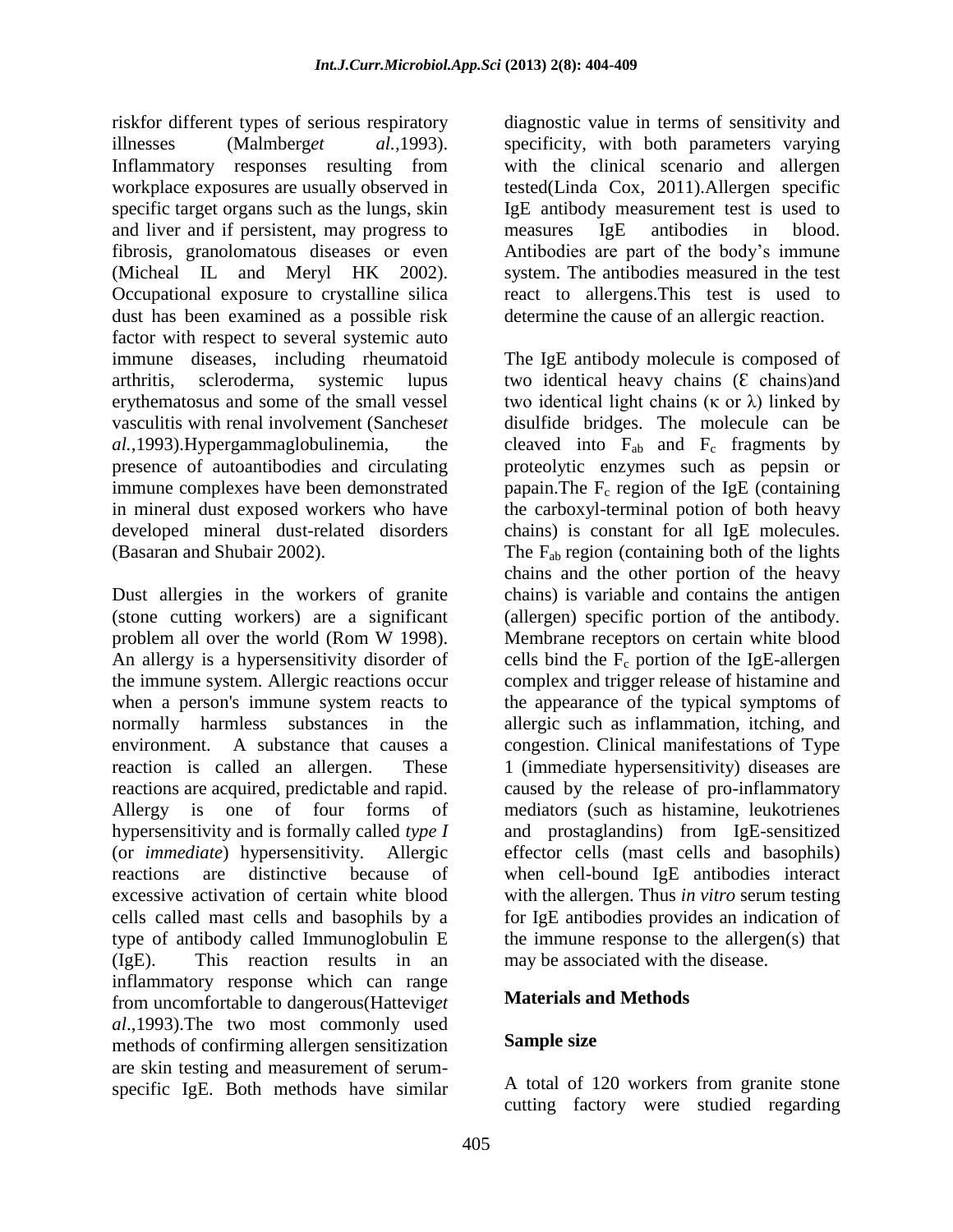riskfor different types of serious respiratory illnesses (Malmberg*et al.*,1993). Inflammatory responses resulting from workplace exposures are usually observed in specific target organs such as the lungs, skin and liver and if persistent, may progress to fibrosis, granolomatous diseases or even (Micheal IL and Meryl HK 2002). Occupational exposure to crystalline silica dust has been examined as a possible risk factor with respect to several systemic auto immune diseases, including rheumatoid arthritis, scleroderma, systemic lupus erythematosus and some of the small vessel vasculitis with renal involvement (Sanches*et al.*,1993).Hypergammaglobulinemia, the presence of autoantibodies and circulating immune complexes have been demonstrated in mineral dust exposed workers who have developed mineral dust-related disorders (Basaran and Shubair 2002).

Dust allergies in the workers of granite (stone cutting workers) are a significant problem all over the world (Rom W 1998). An allergy is a hypersensitivity disorder of the immune system. Allergic reactions occur when a person's immune system reacts to normally harmless substances in the environment. A substance that causes a reaction is called an allergen. These reactions are acquired, predictable and rapid. Allergy is one of four forms of hypersensitivity and is formally called *type I* (or *immediate*) hypersensitivity. Allergic reactions are distinctive because of excessive activation of certain white blood cells called mast cells and basophils by a type of antibody called Immunoglobulin E (IgE). This reaction results in an inflammatory response which can range from uncomfortable to dangerous(Hattevig*et al*.,1993).The two most commonly used methods of confirming allergen sensitization are skin testing and measurement of serum-specific IgE. Both methods have similar diagnostic value in terms of sensitivity and specificity, with both parameters varying with the clinical scenario and allergen tested(Linda Cox, 2011).Allergen specific IgE antibody measurement test is used to measures IgE antibodies in blood. Antibodies are part of the body's immune system. The antibodies measured in the test react to allergens.This test is used to determine the cause of an allergic reaction.

The IgE antibody molecule is composed of two identical heavy chains (Ɛ chains)and two identical light chains (κ or λ) linked by disulfide bridges. The molecule can be cleaved into $F_{ab}$ and $F_c$ fragments by proteolytic enzymes such as pepsin or papain.The $F_c$ region of the IgE (containing the carboxyl-terminal potion of both heavy chains) is constant for all IgE molecules. The $F_{ab}$ region (containing both of the lights chains and the other portion of the heavy chains) is variable and contains the antigen (allergen) specific portion of the antibody. Membrane receptors on certain white blood cells bind the $F_c$ portion of the IgE-allergen complex and trigger release of histamine and the appearance of the typical symptoms of allergic such as inflammation, itching, and congestion. Clinical manifestations of Type 1 (immediate hypersensitivity) diseases are caused by the release of pro-inflammatory mediators (such as histamine, leukotrienes and prostaglandins) from IgE-sensitized effector cells (mast cells and basophils) when cell-bound IgE antibodies interact with the allergen. Thus *in vitro* serum testing for IgE antibodies provides an indication of the immune response to the allergen(s) that may be associated with the disease.

## Materials and Methods

### Sample size

A total of 120 workers from granite stone cutting factory were studied regarding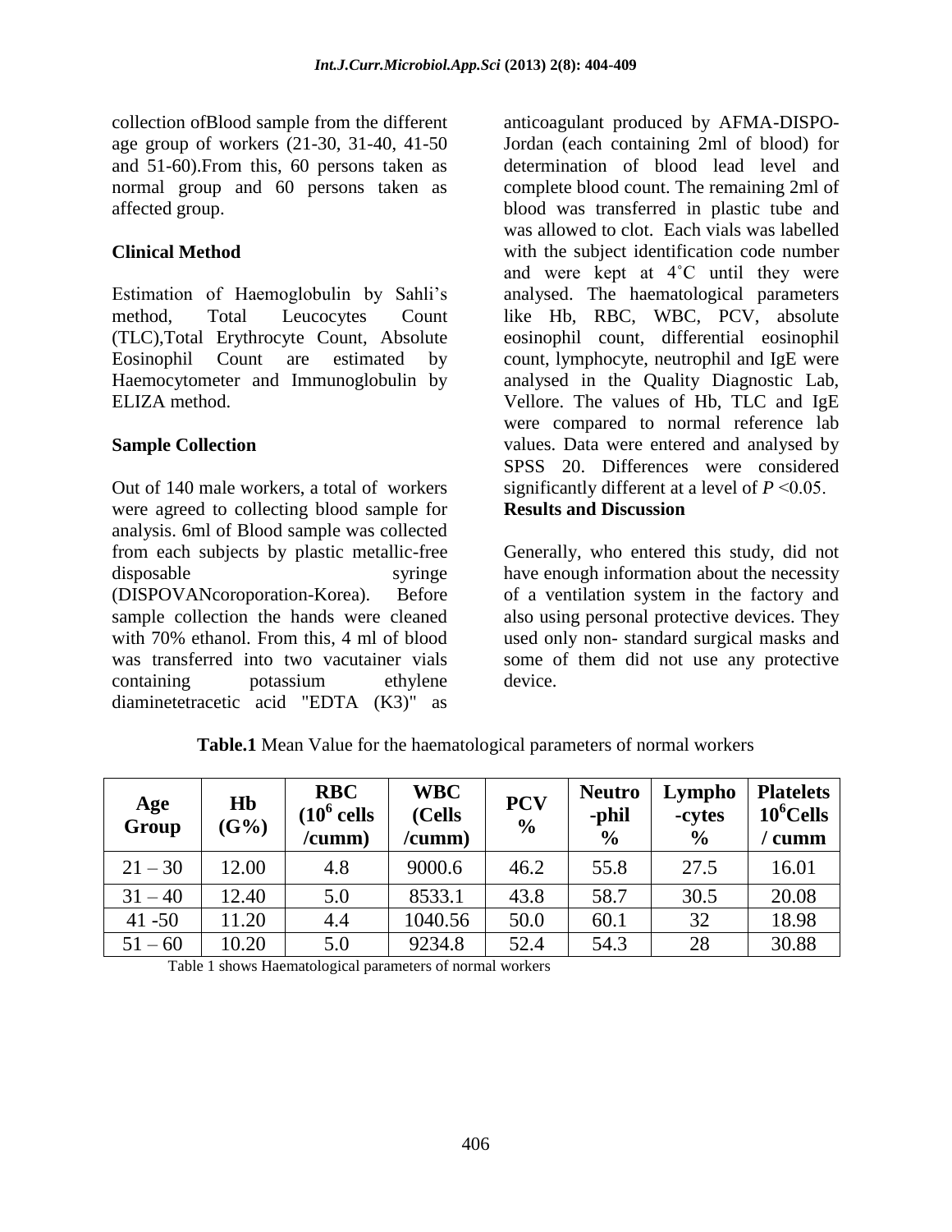collection ofBlood sample from the different age group of workers (21-30, 31-40, 41-50 and 51-60).From this, 60 persons taken as normal group and 60 persons taken as affected group.

### Clinical Method

Estimation of Haemoglobulin by Sahli's method, Total Leucocytes Count (TLC),Total Erythrocyte Count, Absolute Eosinophil Count are estimated by Haemocytometer and Immunoglobulin by ELIZA method.

### Sample Collection

Out of 140 male workers, a total of workers were agreed to collecting blood sample for analysis. 6ml of Blood sample was collected from each subjects by plastic metallic-free disposable syringe (DISPOVANcoroporation-Korea). Before sample collection the hands were cleaned with 70% ethanol. From this, 4 ml of blood was transferred into two vacutainer vials containing potassium ethylene diaminetetracetic acid "EDTA (K3)" as anticoagulant produced by AFMA-DISPO-Jordan (each containing 2ml of blood) for determination of blood lead level and complete blood count. The remaining 2ml of blood was transferred in plastic tube and was allowed to clot. Each vials was labelled with the subject identification code number and were kept at 4˚C until they were analysed. The haematological parameters like Hb, RBC, WBC, PCV, absolute eosinophil count, differential eosinophil count, lymphocyte, neutrophil and IgE were analysed in the Quality Diagnostic Lab, Vellore. The values of Hb, TLC and IgE were compared to normal reference lab values. Data were entered and analysed by SPSS 20. Differences were considered significantly different at a level of $P$ <0.05.

### Results and Discussion

Generally, who entered this study, did not have enough information about the necessity of a ventilation system in the factory and also using personal protective devices. They used only non- standard surgical masks and some of them did not use any protective device.

**Table.1** Mean Value for the haematological parameters of normal workers

| Age Group | Hb (G%) | RBC ($10^6$ cells /cumm) | WBC (Cells /cumm) | PCV % | Neutro -phil % | Lympho -cytes % | Platelets $10^6$Cells / cumm |
|---|---|---|---|---|---|---|---|
| 21 – 30 | 12.00 | 4.8 | 9000.6 | 46.2 | 55.8 | 27.5 | 16.01 |
| 31 – 40 | 12.40 | 5.0 | 8533.1 | 43.8 | 58.7 | 30.5 | 20.08 |
| 41 -50 | 11.20 | 4.4 | 1040.56 | 50.0 | 60.1 | 32 | 18.98 |
| 51 – 60 | 10.20 | 5.0 | 9234.8 | 52.4 | 54.3 | 28 | 30.88 |

Table 1 shows Haematological parameters of normal workers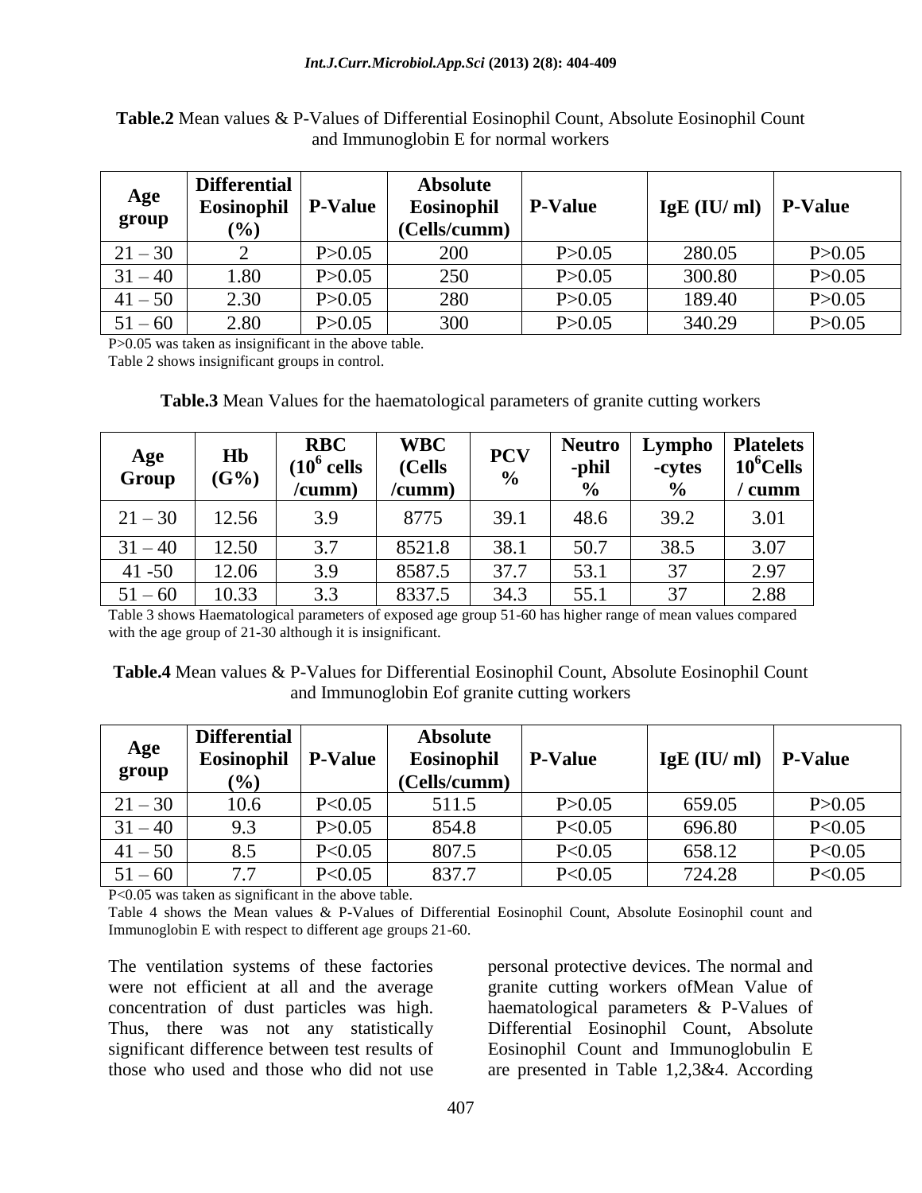**Table.2** Mean values & P-Values of Differential Eosinophil Count, Absolute Eosinophil Count and Immunoglobin E for normal workers

| Age group | Differential Eosinophil (%) | P-Value | Absolute Eosinophil (Cells/cumm) | P-Value | IgE (IU/ ml) | P-Value |
|---|---|---|---|---|---|---|
| 21 – 30 | 2 | P>0.05 | 200 | P>0.05 | 280.05 | P>0.05 |
| 31 – 40 | 1.80 | P>0.05 | 250 | P>0.05 | 300.80 | P>0.05 |
| 41 – 50 | 2.30 | P>0.05 | 280 | P>0.05 | 189.40 | P>0.05 |
| 51 – 60 | 2.80 | P>0.05 | 300 | P>0.05 | 340.29 | P>0.05 |

P>0.05 was taken as insignificant in the above table.

Table 2 shows insignificant groups in control.

**Table.3** Mean Values for the haematological parameters of granite cutting workers

| Age Group | Hb (G%) | RBC ($10^6$ cells /cumm) | WBC (Cells /cumm) | PCV % | Neutro -phil % | Lympho -cytes % | Platelets $10^6$Cells / cumm |
|---|---|---|---|---|---|---|---|
| 21 – 30 | 12.56 | 3.9 | 8775 | 39.1 | 48.6 | 39.2 | 3.01 |
| 31 – 40 | 12.50 | 3.7 | 8521.8 | 38.1 | 50.7 | 38.5 | 3.07 |
| 41 -50 | 12.06 | 3.9 | 8587.5 | 37.7 | 53.1 | 37 | 2.97 |
| 51 – 60 | 10.33 | 3.3 | 8337.5 | 34.3 | 55.1 | 37 | 2.88 |

Table 3 shows Haematological parameters of exposed age group 51-60 has higher range of mean values compared with the age group of 21-30 although it is insignificant.

**Table.4** Mean values & P-Values for Differential Eosinophil Count, Absolute Eosinophil Count and Immunoglobin Eof granite cutting workers

| Age group | Differential Eosinophil (%) | P-Value | Absolute Eosinophil (Cells/cumm) | P-Value | IgE (IU/ ml) | P-Value |
|---|---|---|---|---|---|---|
| 21 – 30 | 10.6 | P<0.05 | 511.5 | P>0.05 | 659.05 | P>0.05 |
| 31 – 40 | 9.3 | P>0.05 | 854.8 | P<0.05 | 696.80 | P<0.05 |
| 41 – 50 | 8.5 | P<0.05 | 807.5 | P<0.05 | 658.12 | P<0.05 |
| 51 – 60 | 7.7 | P<0.05 | 837.7 | P<0.05 | 724.28 | P<0.05 |

P<0.05 was taken as significant in the above table.

Table 4 shows the Mean values & P-Values of Differential Eosinophil Count, Absolute Eosinophil count and Immunoglobin E with respect to different age groups 21-60.

The ventilation systems of these factories were not efficient at all and the average concentration of dust particles was high. Thus, there was not any statistically significant difference between test results of those who used and those who did not use personal protective devices. The normal and granite cutting workers ofMean Value of haematological parameters & P-Values of Differential Eosinophil Count, Absolute Eosinophil Count and Immunoglobulin E are presented in Table 1,2,3&4. According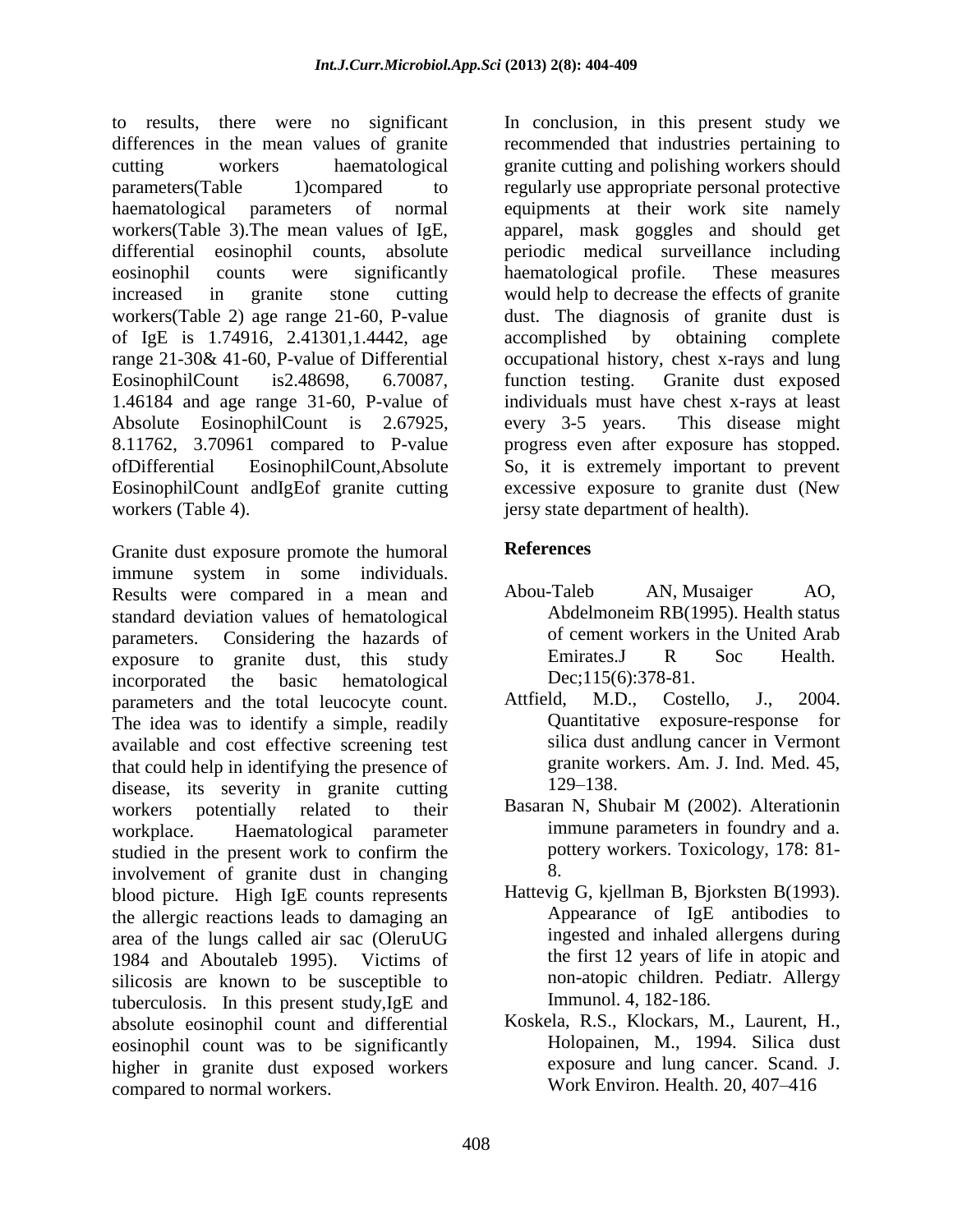to results, there were no significant differences in the mean values of granite cutting workers haematological parameters(Table 1)compared to haematological parameters of normal workers(Table 3).The mean values of IgE, differential eosinophil counts, absolute eosinophil counts were significantly increased in granite stone cutting workers(Table 2) age range 21-60, P-value of IgE is 1.74916, 2.41301,1.4442, age range 21-30& 41-60, P-value of Differential EosinophilCount is2.48698, 6.70087, 1.46184 and age range 31-60, P-value of Absolute EosinophilCount is 2.67925, 8.11762, 3.70961 compared to P-value ofDifferential EosinophilCount,Absolute EosinophilCount andIgEof granite cutting workers (Table 4).

Granite dust exposure promote the humoral immune system in some individuals. Results were compared in a mean and standard deviation values of hematological parameters. Considering the hazards of exposure to granite dust, this study incorporated the basic hematological parameters and the total leucocyte count. The idea was to identify a simple, readily available and cost effective screening test that could help in identifying the presence of disease, its severity in granite cutting workers potentially related to their workplace. Haematological parameter studied in the present work to confirm the involvement of granite dust in changing blood picture. High IgE counts represents the allergic reactions leads to damaging an area of the lungs called air sac (OleruUG 1984 and Aboutaleb 1995). Victims of silicosis are known to be susceptible to tuberculosis. In this present study,IgE and absolute eosinophil count and differential eosinophil count was to be significantly higher in granite dust exposed workers compared to normal workers.

In conclusion, in this present study we recommended that industries pertaining to granite cutting and polishing workers should regularly use appropriate personal protective equipments at their work site namely apparel, mask goggles and should get periodic medical surveillance including haematological profile. These measures would help to decrease the effects of granite dust. The diagnosis of granite dust is accomplished by obtaining complete occupational history, chest x-rays and lung function testing. Granite dust exposed individuals must have chest x-rays at least every 3-5 years. This disease might progress even after exposure has stopped. So, it is extremely important to prevent excessive exposure to granite dust (New jersy state department of health).

## References

Abou-Taleb AN, Musaiger AO, Abdelmoneim RB(1995). Health status of cement workers in the United Arab Emirates.J R Soc Health. Dec;115(6):378-81.

Attfield, M.D., Costello, J., 2004. Quantitative exposure-response for silica dust andlung cancer in Vermont granite workers. Am. J. Ind. Med. 45, 129–138.

Basaran N, Shubair M (2002). Alterationin immune parameters in foundry and a. pottery workers. Toxicology, 178: 81-8.

Hattevig G, kjellman B, Bjorksten B(1993). Appearance of IgE antibodies to ingested and inhaled allergens during the first 12 years of life in atopic and non-atopic children. Pediatr. Allergy Immunol. 4, 182-186.

Koskela, R.S., Klockars, M., Laurent, H., Holopainen, M., 1994. Silica dust exposure and lung cancer. Scand. J. Work Environ. Health. 20, 407–416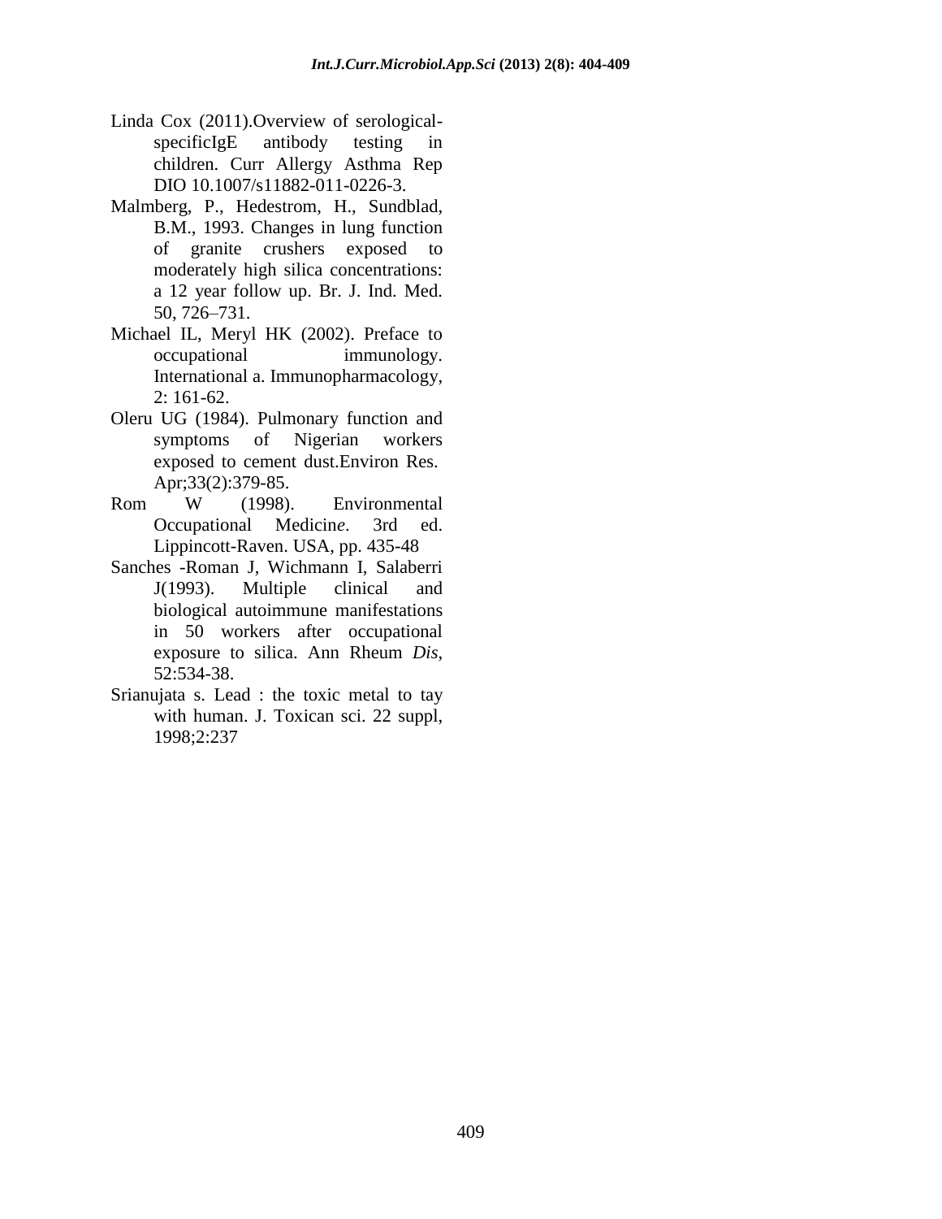Linda Cox (2011).Overview of serological-specificIgE antibody testing in children. Curr Allergy Asthma Rep DIO 10.1007/s11882-011-0226-3.

Malmberg, P., Hedestrom, H., Sundblad, B.M., 1993. Changes in lung function of granite crushers exposed to moderately high silica concentrations: a 12 year follow up. Br. J. Ind. Med. 50, 726–731.

Michael IL, Meryl HK (2002). Preface to occupational immunology. International a. Immunopharmacology, 2: 161-62.

Oleru UG (1984). Pulmonary function and symptoms of Nigerian workers exposed to cement dust.Environ Res. Apr;33(2):379-85.

Rom W (1998). Environmental Occupational Medicin*e*. 3rd ed. Lippincott-Raven. USA, pp. 435-48

Sanches -Roman J, Wichmann I, Salaberri J(1993). Multiple clinical and biological autoimmune manifestations in 50 workers after occupational exposure to silica. Ann Rheum *Dis*, 52:534-38.

Srianujata s. Lead : the toxic metal to tay with human. J. Toxican sci. 22 suppl, 1998;2:237